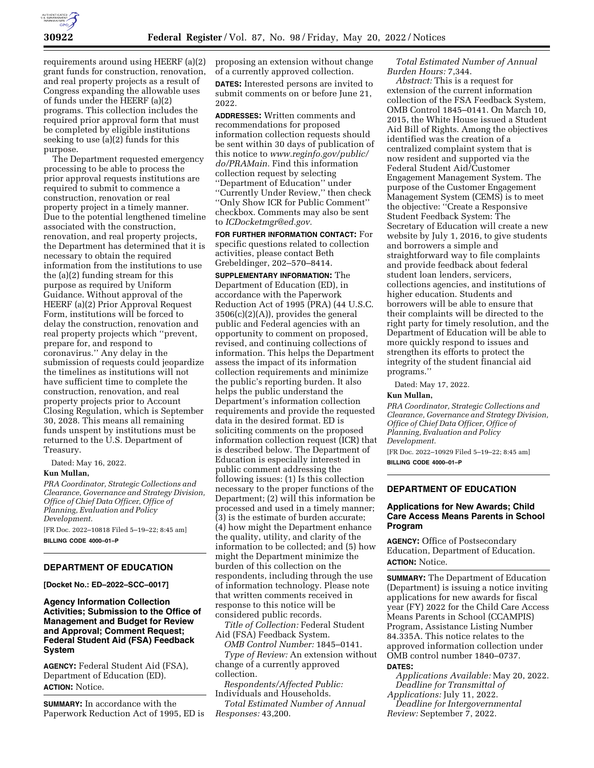requirements around using HEERF (a)(2) grant funds for construction, renovation, and real property projects as a result of Congress expanding the allowable uses of funds under the HEERF (a)(2) programs. This collection includes the required prior approval form that must be completed by eligible institutions seeking to use (a)(2) funds for this purpose.

The Department requested emergency processing to be able to process the prior approval requests institutions are required to submit to commence a construction, renovation or real property project in a timely manner. Due to the potential lengthened timeline associated with the construction, renovation, and real property projects, the Department has determined that it is necessary to obtain the required information from the institutions to use the (a)(2) funding stream for this purpose as required by Uniform Guidance. Without approval of the HEERF (a)(2) Prior Approval Request Form, institutions will be forced to delay the construction, renovation and real property projects which ''prevent, prepare for, and respond to coronavirus.'' Any delay in the submission of requests could jeopardize the timelines as institutions will not have sufficient time to complete the construction, renovation, and real property projects prior to Account Closing Regulation, which is September 30, 2028. This means all remaining funds unspent by institutions must be returned to the U.S. Department of Treasury.

Dated: May 16, 2022.

**Kun Mullan,**

*PRA Coordinator, Strategic Collections and Clearance, Governance and Strategy Division, Office of Chief Data Officer, Office of Planning, Evaluation and Policy Development.*

[FR Doc. 2022–10818 Filed 5–19–22; 8:45 am]

**BILLING CODE 4000–01–P**

## DEPARTMENT OF EDUCATION

**[Docket No.: ED–2022–SCC–0017]**

### Agency Information Collection Activities; Submission to the Office of Management and Budget for Review and Approval; Comment Request; Federal Student Aid (FSA) Feedback System

**AGENCY:** Federal Student Aid (FSA), Department of Education (ED).

**ACTION:** Notice.

**SUMMARY:** In accordance with the Paperwork Reduction Act of 1995, ED is proposing an extension without change of a currently approved collection.

**DATES:** Interested persons are invited to submit comments on or before June 21, 2022.

**ADDRESSES:** Written comments and recommendations for proposed information collection requests should be sent within 30 days of publication of this notice to *www.reginfo.gov/public/do/PRAMain.* Find this information collection request by selecting ''Department of Education'' under ''Currently Under Review,'' then check ''Only Show ICR for Public Comment'' checkbox. Comments may also be sent to *ICDocketmgr@ed.gov.*

**FOR FURTHER INFORMATION CONTACT:** For specific questions related to collection activities, please contact Beth Grebeldinger, 202–570–8414.

**SUPPLEMENTARY INFORMATION:** The Department of Education (ED), in accordance with the Paperwork Reduction Act of 1995 (PRA) (44 U.S.C. 3506(c)(2)(A)), provides the general public and Federal agencies with an opportunity to comment on proposed, revised, and continuing collections of information. This helps the Department assess the impact of its information collection requirements and minimize the public's reporting burden. It also helps the public understand the Department's information collection requirements and provide the requested data in the desired format. ED is soliciting comments on the proposed information collection request (ICR) that is described below. The Department of Education is especially interested in public comment addressing the following issues: (1) Is this collection necessary to the proper functions of the Department; (2) will this information be processed and used in a timely manner; (3) is the estimate of burden accurate; (4) how might the Department enhance the quality, utility, and clarity of the information to be collected; and (5) how might the Department minimize the burden of this collection on the respondents, including through the use of information technology. Please note that written comments received in response to this notice will be considered public records.

*Title of Collection:* Federal Student Aid (FSA) Feedback System.

*OMB Control Number:* 1845–0141.

*Type of Review:* An extension without change of a currently approved collection.

*Respondents/Affected Public:* Individuals and Households.

*Total Estimated Number of Annual Responses:* 43,200.

*Total Estimated Number of Annual Burden Hours:* 7,344.

*Abstract:* This is a request for extension of the current information collection of the FSA Feedback System, OMB Control 1845–0141. On March 10, 2015, the White House issued a Student Aid Bill of Rights. Among the objectives identified was the creation of a centralized complaint system that is now resident and supported via the Federal Student Aid/Customer Engagement Management System. The purpose of the Customer Engagement Management System (CEMS) is to meet the objective: ''Create a Responsive Student Feedback System: The Secretary of Education will create a new website by July 1, 2016, to give students and borrowers a simple and straightforward way to file complaints and provide feedback about federal student loan lenders, servicers, collections agencies, and institutions of higher education. Students and borrowers will be able to ensure that their complaints will be directed to the right party for timely resolution, and the Department of Education will be able to more quickly respond to issues and strengthen its efforts to protect the integrity of the student financial aid programs.''

Dated: May 17, 2022.

**Kun Mullan,**

*PRA Coordinator, Strategic Collections and Clearance, Governance and Strategy Division, Office of Chief Data Officer, Office of Planning, Evaluation and Policy Development.*

[FR Doc. 2022–10929 Filed 5–19–22; 8:45 am]

**BILLING CODE 4000–01–P**

## DEPARTMENT OF EDUCATION

### Applications for New Awards; Child Care Access Means Parents in School Program

**AGENCY:** Office of Postsecondary Education, Department of Education.

**ACTION:** Notice.

**SUMMARY:** The Department of Education (Department) is issuing a notice inviting applications for new awards for fiscal year (FY) 2022 for the Child Care Access Means Parents in School (CCAMPIS) Program, Assistance Listing Number 84.335A. This notice relates to the approved information collection under OMB control number 1840–0737.

**DATES:**

*Applications Available:* May 20, 2022.

*Deadline for Transmittal of Applications:* July 11, 2022.

*Deadline for Intergovernmental Review:* September 7, 2022.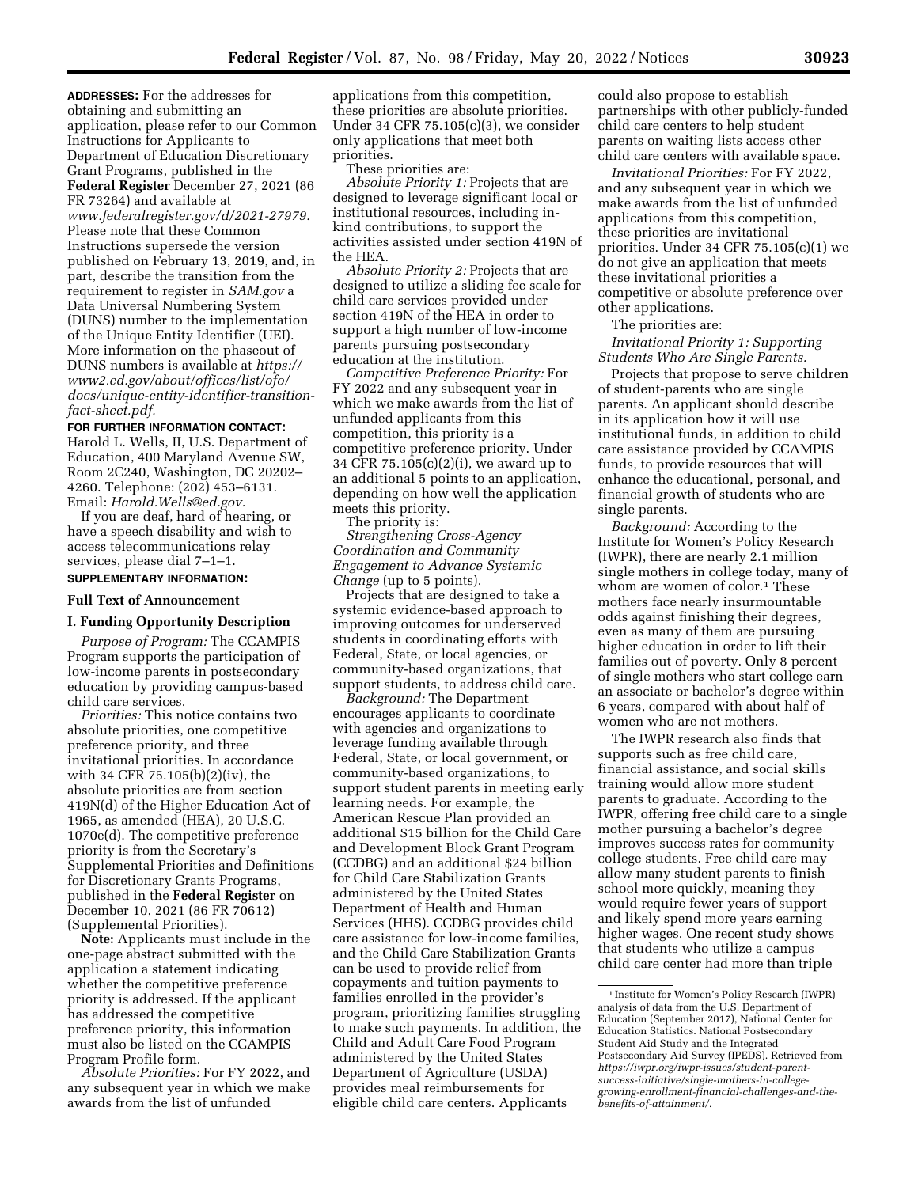**ADDRESSES:** For the addresses for obtaining and submitting an application, please refer to our Common Instructions for Applicants to Department of Education Discretionary Grant Programs, published in the **Federal Register** December 27, 2021 (86 FR 73264) and available at *www.federalregister.gov/d/2021-27979.* Please note that these Common Instructions supersede the version published on February 13, 2019, and, in part, describe the transition from the requirement to register in *SAM.gov* a Data Universal Numbering System (DUNS) number to the implementation of the Unique Entity Identifier (UEI). More information on the phaseout of DUNS numbers is available at *https://www2.ed.gov/about/offices/list/ofo/docs/unique-entity-identifier-transition-fact-sheet.pdf.*

**FOR FURTHER INFORMATION CONTACT:** Harold L. Wells, II, U.S. Department of Education, 400 Maryland Avenue SW, Room 2C240, Washington, DC 20202–4260. Telephone: (202) 453–6131. Email: *Harold.Wells@ed.gov.*

If you are deaf, hard of hearing, or have a speech disability and wish to access telecommunications relay services, please dial 7–1–1.

**SUPPLEMENTARY INFORMATION:**

**Full Text of Announcement**

**I. Funding Opportunity Description**

*Purpose of Program:* The CCAMPIS Program supports the participation of low-income parents in postsecondary education by providing campus-based child care services.

*Priorities:* This notice contains two absolute priorities, one competitive preference priority, and three invitational priorities. In accordance with 34 CFR 75.105(b)(2)(iv), the absolute priorities are from section 419N(d) of the Higher Education Act of 1965, as amended (HEA), 20 U.S.C. 1070e(d). The competitive preference priority is from the Secretary's Supplemental Priorities and Definitions for Discretionary Grants Programs, published in the **Federal Register** on December 10, 2021 (86 FR 70612) (Supplemental Priorities).

**Note:** Applicants must include in the one-page abstract submitted with the application a statement indicating whether the competitive preference priority is addressed. If the applicant has addressed the competitive preference priority, this information must also be listed on the CCAMPIS Program Profile form.

*Absolute Priorities:* For FY 2022, and any subsequent year in which we make awards from the list of unfunded applications from this competition, these priorities are absolute priorities. Under 34 CFR 75.105(c)(3), we consider only applications that meet both priorities.

These priorities are:

*Absolute Priority 1:* Projects that are designed to leverage significant local or institutional resources, including in-kind contributions, to support the activities assisted under section 419N of the HEA.

*Absolute Priority 2:* Projects that are designed to utilize a sliding fee scale for child care services provided under section 419N of the HEA in order to support a high number of low-income parents pursuing postsecondary education at the institution.

*Competitive Preference Priority:* For FY 2022 and any subsequent year in which we make awards from the list of unfunded applicants from this competition, this priority is a competitive preference priority. Under 34 CFR 75.105(c)(2)(i), we award up to an additional 5 points to an application, depending on how well the application meets this priority.

The priority is:

*Strengthening Cross-Agency Coordination and Community Engagement to Advance Systemic Change* (up to 5 points).

Projects that are designed to take a systemic evidence-based approach to improving outcomes for underserved students in coordinating efforts with Federal, State, or local agencies, or community-based organizations, that support students, to address child care.

*Background:* The Department encourages applicants to coordinate with agencies and organizations to leverage funding available through Federal, State, or local government, or community-based organizations, to support student parents in meeting early learning needs. For example, the American Rescue Plan provided an additional $15 billion for the Child Care and Development Block Grant Program (CCDBG) and an additional $24 billion for Child Care Stabilization Grants administered by the United States Department of Health and Human Services (HHS). CCDBG provides child care assistance for low-income families, and the Child Care Stabilization Grants can be used to provide relief from copayments and tuition payments to families enrolled in the provider's program, prioritizing families struggling to make such payments. In addition, the Child and Adult Care Food Program administered by the United States Department of Agriculture (USDA) provides meal reimbursements for eligible child care centers. Applicants could also propose to establish partnerships with other publicly-funded child care centers to help student parents on waiting lists access other child care centers with available space.

*Invitational Priorities:* For FY 2022, and any subsequent year in which we make awards from the list of unfunded applications from this competition, these priorities are invitational priorities. Under 34 CFR 75.105(c)(1) we do not give an application that meets these invitational priorities a competitive or absolute preference over other applications.

The priorities are:

*Invitational Priority 1: Supporting Students Who Are Single Parents.*

Projects that propose to serve children of student-parents who are single parents. An applicant should describe in its application how it will use institutional funds, in addition to child care assistance provided by CCAMPIS funds, to provide resources that will enhance the educational, personal, and financial growth of students who are single parents.

*Background:* According to the Institute for Women's Policy Research (IWPR), there are nearly 2.1 million single mothers in college today, many of whom are women of color.[1] These mothers face nearly insurmountable odds against finishing their degrees, even as many of them are pursuing higher education in order to lift their families out of poverty. Only 8 percent of single mothers who start college earn an associate or bachelor's degree within 6 years, compared with about half of women who are not mothers.

The IWPR research also finds that supports such as free child care, financial assistance, and social skills training would allow more student parents to graduate. According to the IWPR, offering free child care to a single mother pursuing a bachelor's degree improves success rates for community college students. Free child care may allow many student parents to finish school more quickly, meaning they would require fewer years of support and likely spend more years earning higher wages. One recent study shows that students who utilize a campus child care center had more than triple

[1] Institute for Women's Policy Research (IWPR) analysis of data from the U.S. Department of Education (September 2017), National Center for Education Statistics. National Postsecondary Student Aid Study and the Integrated Postsecondary Aid Survey (IPEDS). Retrieved from *https://iwpr.org/iwpr-issues/student-parent-success-initiative/single-mothers-in-college-growing-enrollment-financial-challenges-and-the-benefits-of-attainment/.*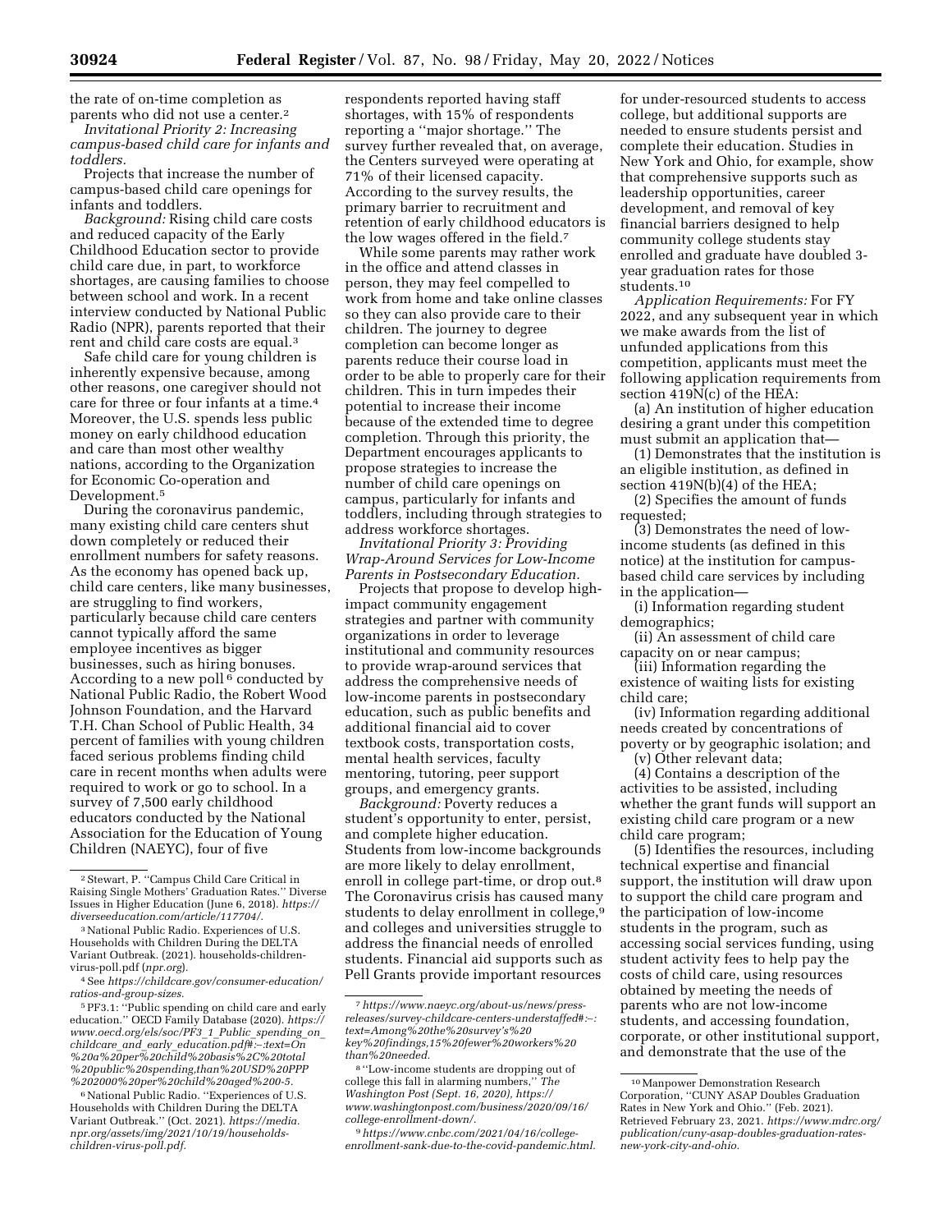the rate of on-time completion as parents who did not use a center.[2]

*Invitational Priority 2: Increasing campus-based child care for infants and toddlers.*

Projects that increase the number of campus-based child care openings for infants and toddlers.

*Background:* Rising child care costs and reduced capacity of the Early Childhood Education sector to provide child care due, in part, to workforce shortages, are causing families to choose between school and work. In a recent interview conducted by National Public Radio (NPR), parents reported that their rent and child care costs are equal.[3]

Safe child care for young children is inherently expensive because, among other reasons, one caregiver should not care for three or four infants at a time.[4] Moreover, the U.S. spends less public money on early childhood education and care than most other wealthy nations, according to the Organization for Economic Co-operation and Development.[5]

During the coronavirus pandemic, many existing child care centers shut down completely or reduced their enrollment numbers for safety reasons. As the economy has opened back up, child care centers, like many businesses, are struggling to find workers, particularly because child care centers cannot typically afford the same employee incentives as bigger businesses, such as hiring bonuses. According to a new poll[6] conducted by National Public Radio, the Robert Wood Johnson Foundation, and the Harvard T.H. Chan School of Public Health, 34 percent of families with young children faced serious problems finding child care in recent months when adults were required to work or go to school. In a survey of 7,500 early childhood educators conducted by the National Association for the Education of Young Children (NAEYC), four of five respondents reported having staff shortages, with 15% of respondents reporting a ''major shortage.'' The survey further revealed that, on average, the Centers surveyed were operating at 71% of their licensed capacity. According to the survey results, the primary barrier to recruitment and retention of early childhood educators is the low wages offered in the field.[7]

While some parents may rather work in the office and attend classes in person, they may feel compelled to work from home and take online classes so they can also provide care to their children. The journey to degree completion can become longer as parents reduce their course load in order to be able to properly care for their children. This in turn impedes their potential to increase their income because of the extended time to degree completion. Through this priority, the Department encourages applicants to propose strategies to increase the number of child care openings on campus, particularly for infants and toddlers, including through strategies to address workforce shortages.

*Invitational Priority 3: Providing Wrap-Around Services for Low-Income Parents in Postsecondary Education.*

Projects that propose to develop high-impact community engagement strategies and partner with community organizations in order to leverage institutional and community resources to provide wrap-around services that address the comprehensive needs of low-income parents in postsecondary education, such as public benefits and additional financial aid to cover textbook costs, transportation costs, mental health services, faculty mentoring, tutoring, peer support groups, and emergency grants.

*Background:* Poverty reduces a student's opportunity to enter, persist, and complete higher education. Students from low-income backgrounds are more likely to delay enrollment, enroll in college part-time, or drop out.[8] The Coronavirus crisis has caused many students to delay enrollment in college,[9] and colleges and universities struggle to address the financial needs of enrolled students. Financial aid supports such as Pell Grants provide important resources for under-resourced students to access college, but additional supports are needed to ensure students persist and complete their education. Studies in New York and Ohio, for example, show that comprehensive supports such as leadership opportunities, career development, and removal of key financial barriers designed to help community college students stay enrolled and graduate have doubled 3-year graduation rates for those students.[10]

*Application Requirements:* For FY 2022, and any subsequent year in which we make awards from the list of unfunded applications from this competition, applicants must meet the following application requirements from section 419N(c) of the HEA:

(a) An institution of higher education desiring a grant under this competition must submit an application that—

(1) Demonstrates that the institution is an eligible institution, as defined in section 419N(b)(4) of the HEA;

(2) Specifies the amount of funds requested;

(3) Demonstrates the need of low-income students (as defined in this notice) at the institution for campus-based child care services by including in the application—

(i) Information regarding student demographics;

(ii) An assessment of child care capacity on or near campus;

(iii) Information regarding the existence of waiting lists for existing child care;

(iv) Information regarding additional needs created by concentrations of poverty or by geographic isolation; and

(v) Other relevant data;

(4) Contains a description of the activities to be assisted, including whether the grant funds will support an existing child care program or a new child care program;

(5) Identifies the resources, including technical expertise and financial support, the institution will draw upon to support the child care program and the participation of low-income students in the program, such as accessing social services funding, using student activity fees to help pay the costs of child care, using resources obtained by meeting the needs of parents who are not low-income students, and accessing foundation, corporate, or other institutional support, and demonstrate that the use of the

---

[2] Stewart, P. ''Campus Child Care Critical in Raising Single Mothers' Graduation Rates.'' Diverse Issues in Higher Education (June 6, 2018). *https://diverseeducation.com/article/117704/*.

[3] National Public Radio. Experiences of U.S. Households with Children During the DELTA Variant Outbreak. (2021). households-children-virus-poll.pdf (*npr.org*).

[4] See *https://childcare.gov/consumer-education/ratios-and-group-sizes*.

[5] PF3.1: ''Public spending on child care and early education.'' OECD Family Database (2020). *https://www.oecd.org/els/soc/PF3_1_Public_spending_on_childcare_and_early_education.pdf#:~:text=On%20a%20per%20child%20basis%2C%20total%20public%20spending,than%20USD%20PPP%202000%20per%20child%20aged%200-5*.

[6] National Public Radio. ''Experiences of U.S. Households with Children During the DELTA Variant Outbreak.'' (Oct. 2021). *https://media.npr.org/assets/img/2021/10/19/households-children-virus-poll.pdf*.

[7] *https://www.naeyc.org/about-us/news/press-releases/survey-childcare-centers-understaffed#:~:text=Among%20the%20survey's%20key%20findings,15%20fewer%20workers%20than%20needed*.

[8] ''Low-income students are dropping out of college this fall in alarming numbers,'' *The Washington Post (Sept. 16, 2020), https://www.washingtonpost.com/business/2020/09/16/college-enrollment-down/*.

[9] *https://www.cnbc.com/2021/04/16/college-enrollment-sank-due-to-the-covid-pandemic.html*.

[10] Manpower Demonstration Research Corporation, ''CUNY ASAP Doubles Graduation Rates in New York and Ohio.'' (Feb. 2021). Retrieved February 23, 2021. *https://www.mdrc.org/publication/cuny-asap-doubles-graduation-rates-new-york-city-and-ohio*.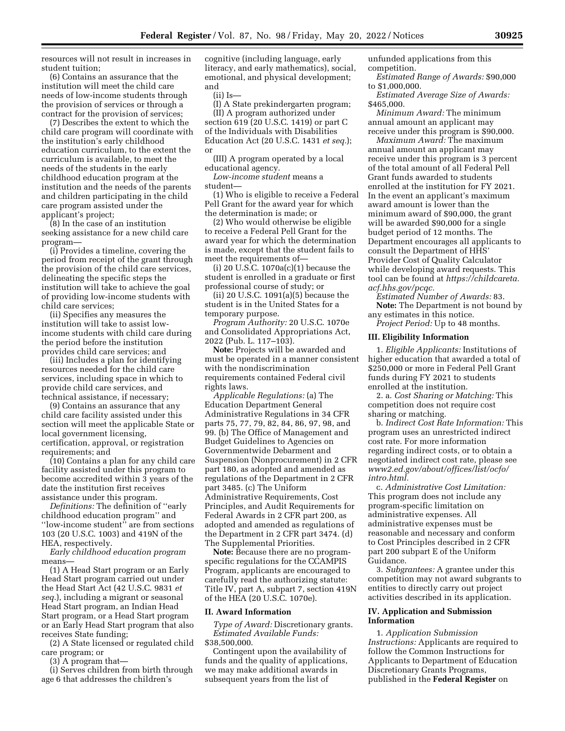resources will not result in increases in student tuition;

(6) Contains an assurance that the institution will meet the child care needs of low-income students through the provision of services or through a contract for the provision of services;

(7) Describes the extent to which the child care program will coordinate with the institution's early childhood education curriculum, to the extent the curriculum is available, to meet the needs of the students in the early childhood education program at the institution and the needs of the parents and children participating in the child care program assisted under the applicant's project;

(8) In the case of an institution seeking assistance for a new child care program—

(i) Provides a timeline, covering the period from receipt of the grant through the provision of the child care services, delineating the specific steps the institution will take to achieve the goal of providing low-income students with child care services;

(ii) Specifies any measures the institution will take to assist low-income students with child care during the period before the institution provides child care services; and

(iii) Includes a plan for identifying resources needed for the child care services, including space in which to provide child care services, and technical assistance, if necessary;

(9) Contains an assurance that any child care facility assisted under this section will meet the applicable State or local government licensing, certification, approval, or registration requirements; and

(10) Contains a plan for any child care facility assisted under this program to become accredited within 3 years of the date the institution first receives assistance under this program.

*Definitions:* The definition of ''early childhood education program'' and ''low-income student'' are from sections 103 (20 U.S.C. 1003) and 419N of the HEA, respectively.

*Early childhood education program* means—

(1) A Head Start program or an Early Head Start program carried out under the Head Start Act (42 U.S.C. 9831 *et seq.*), including a migrant or seasonal Head Start program, an Indian Head Start program, or a Head Start program or an Early Head Start program that also receives State funding;

(2) A State licensed or regulated child care program; or

(3) A program that—

(i) Serves children from birth through age 6 that addresses the children's cognitive (including language, early literacy, and early mathematics), social, emotional, and physical development; and

(ii) Is—

(I) A State prekindergarten program;

(II) A program authorized under section 619 (20 U.S.C. 1419) or part C of the Individuals with Disabilities Education Act (20 U.S.C. 1431 *et seq.*); or

(III) A program operated by a local educational agency.

*Low-income student* means a student—

(1) Who is eligible to receive a Federal Pell Grant for the award year for which the determination is made; or

(2) Who would otherwise be eligible to receive a Federal Pell Grant for the award year for which the determination is made, except that the student fails to meet the requirements of—

(i) 20 U.S.C. 1070a(c)(1) because the student is enrolled in a graduate or first professional course of study; or

(ii) 20 U.S.C. 1091(a)(5) because the student is in the United States for a temporary purpose.

*Program Authority:* 20 U.S.C. 1070e and Consolidated Appropriations Act, 2022 (Pub. L. 117–103).

**Note:** Projects will be awarded and must be operated in a manner consistent with the nondiscrimination requirements contained Federal civil rights laws.

*Applicable Regulations:* (a) The Education Department General Administrative Regulations in 34 CFR parts 75, 77, 79, 82, 84, 86, 97, 98, and 99. (b) The Office of Management and Budget Guidelines to Agencies on Governmentwide Debarment and Suspension (Nonprocurement) in 2 CFR part 180, as adopted and amended as regulations of the Department in 2 CFR part 3485. (c) The Uniform Administrative Requirements, Cost Principles, and Audit Requirements for Federal Awards in 2 CFR part 200, as adopted and amended as regulations of the Department in 2 CFR part 3474. (d) The Supplemental Priorities.

**Note:** Because there are no program-specific regulations for the CCAMPIS Program, applicants are encouraged to carefully read the authorizing statute: Title IV, part A, subpart 7, section 419N of the HEA (20 U.S.C. 1070e).

## II. Award Information

*Type of Award:* Discretionary grants.

*Estimated Available Funds:* $38,500,000.

Contingent upon the availability of funds and the quality of applications, we may make additional awards in subsequent years from the list of unfunded applications from this competition.

*Estimated Range of Awards:* $90,000 to $1,000,000.

*Estimated Average Size of Awards:* $465,000.

*Minimum Award:* The minimum annual amount an applicant may receive under this program is $90,000.

*Maximum Award:* The maximum annual amount an applicant may receive under this program is 3 percent of the total amount of all Federal Pell Grant funds awarded to students enrolled at the institution for FY 2021. In the event an applicant's maximum award amount is lower than the minimum award of $90,000, the grant will be awarded $90,000 for a single budget period of 12 months. The Department encourages all applicants to consult the Department of HHS' Provider Cost of Quality Calculator while developing award requests. This tool can be found at *https://childcareta.acf.hhs.gov/pcqc.*

*Estimated Number of Awards:* 83.

**Note:** The Department is not bound by any estimates in this notice.

*Project Period:* Up to 48 months.

## III. Eligibility Information

1. *Eligible Applicants:* Institutions of higher education that awarded a total of $250,000 or more in Federal Pell Grant funds during FY 2021 to students enrolled at the institution.

2. a. *Cost Sharing or Matching:* This competition does not require cost sharing or matching.

b. *Indirect Cost Rate Information:* This program uses an unrestricted indirect cost rate. For more information regarding indirect costs, or to obtain a negotiated indirect cost rate, please see *www2.ed.gov/about/offices/list/ocfo/intro.html.*

c. *Administrative Cost Limitation:* This program does not include any program-specific limitation on administrative expenses. All administrative expenses must be reasonable and necessary and conform to Cost Principles described in 2 CFR part 200 subpart E of the Uniform Guidance.

3. *Subgrantees:* A grantee under this competition may not award subgrants to entities to directly carry out project activities described in its application.

## IV. Application and Submission Information

1. *Application Submission Instructions:* Applicants are required to follow the Common Instructions for Applicants to Department of Education Discretionary Grants Programs, published in the **Federal Register** on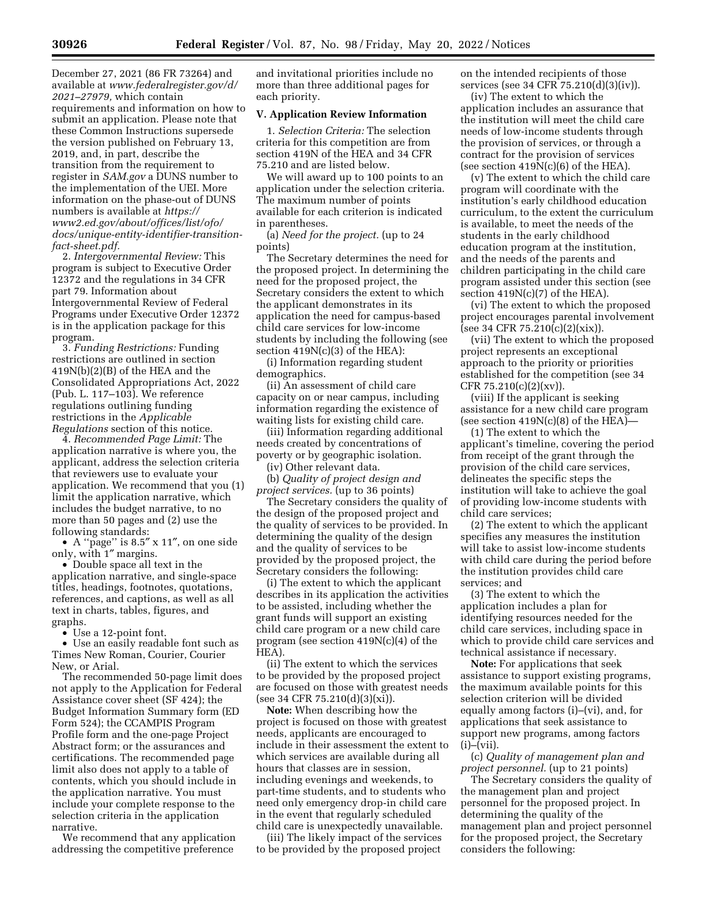December 27, 2021 (86 FR 73264) and available at *www.federalregister.gov/d/2021–27979,* which contain requirements and information on how to submit an application. Please note that these Common Instructions supersede the version published on February 13, 2019, and, in part, describe the transition from the requirement to register in *SAM.gov* a DUNS number to the implementation of the UEI. More information on the phase-out of DUNS numbers is available at *https://www2.ed.gov/about/offices/list/ofo/docs/unique-entity-identifier-transition-fact-sheet.pdf.*

2. *Intergovernmental Review:* This program is subject to Executive Order 12372 and the regulations in 34 CFR part 79. Information about Intergovernmental Review of Federal Programs under Executive Order 12372 is in the application package for this program.

3. *Funding Restrictions:* Funding restrictions are outlined in section 419N(b)(2)(B) of the HEA and the Consolidated Appropriations Act, 2022 (Pub. L. 117–103). We reference regulations outlining funding restrictions in the *Applicable Regulations* section of this notice.

4. *Recommended Page Limit:* The application narrative is where you, the applicant, address the selection criteria that reviewers use to evaluate your application. We recommend that you (1) limit the application narrative, which includes the budget narrative, to no more than 50 pages and (2) use the following standards:

- A ''page'' is 8.5″ x 11″, on one side only, with 1″ margins.
- Double space all text in the application narrative, and single-space titles, headings, footnotes, quotations, references, and captions, as well as all text in charts, tables, figures, and graphs.
- Use a 12-point font.
- Use an easily readable font such as Times New Roman, Courier, Courier New, or Arial.

The recommended 50-page limit does not apply to the Application for Federal Assistance cover sheet (SF 424); the Budget Information Summary form (ED Form 524); the CCAMPIS Program Profile form and the one-page Project Abstract form; or the assurances and certifications. The recommended page limit also does not apply to a table of contents, which you should include in the application narrative. You must include your complete response to the selection criteria in the application narrative.

We recommend that any application addressing the competitive preference and invitational priorities include no more than three additional pages for each priority.

## V. Application Review Information

1. *Selection Criteria:* The selection criteria for this competition are from section 419N of the HEA and 34 CFR 75.210 and are listed below.

We will award up to 100 points to an application under the selection criteria. The maximum number of points available for each criterion is indicated in parentheses.

(a) *Need for the project.* (up to 24 points)

The Secretary determines the need for the proposed project. In determining the need for the proposed project, the Secretary considers the extent to which the applicant demonstrates in its application the need for campus-based child care services for low-income students by including the following (see section 419N(c)(3) of the HEA):

(i) Information regarding student demographics.

(ii) An assessment of child care capacity on or near campus, including information regarding the existence of waiting lists for existing child care.

(iii) Information regarding additional needs created by concentrations of poverty or by geographic isolation.

(iv) Other relevant data.

(b) *Quality of project design and project services.* (up to 36 points)

The Secretary considers the quality of the design of the proposed project and the quality of services to be provided. In determining the quality of the design and the quality of services to be provided by the proposed project, the Secretary considers the following:

(i) The extent to which the applicant describes in its application the activities to be assisted, including whether the grant funds will support an existing child care program or a new child care program (see section 419N(c)(4) of the HEA).

(ii) The extent to which the services to be provided by the proposed project are focused on those with greatest needs (see 34 CFR 75.210(d)(3)(xi)).

**Note:** When describing how the project is focused on those with greatest needs, applicants are encouraged to include in their assessment the extent to which services are available during all hours that classes are in session, including evenings and weekends, to part-time students, and to students who need only emergency drop-in child care in the event that regularly scheduled child care is unexpectedly unavailable.

(iii) The likely impact of the services to be provided by the proposed project on the intended recipients of those services (see 34 CFR 75.210(d)(3)(iv)).

(iv) The extent to which the application includes an assurance that the institution will meet the child care needs of low-income students through the provision of services, or through a contract for the provision of services (see section 419N(c)(6) of the HEA).

(v) The extent to which the child care program will coordinate with the institution's early childhood education curriculum, to the extent the curriculum is available, to meet the needs of the students in the early childhood education program at the institution, and the needs of the parents and children participating in the child care program assisted under this section (see section 419N(c)(7) of the HEA).

(vi) The extent to which the proposed project encourages parental involvement (see 34 CFR 75.210(c)(2)(xix)).

(vii) The extent to which the proposed project represents an exceptional approach to the priority or priorities established for the competition (see 34 CFR 75.210(c)(2)(xv)).

(viii) If the applicant is seeking assistance for a new child care program (see section 419N(c)(8) of the HEA)—

(1) The extent to which the applicant's timeline, covering the period from receipt of the grant through the provision of the child care services, delineates the specific steps the institution will take to achieve the goal of providing low-income students with child care services;

(2) The extent to which the applicant specifies any measures the institution will take to assist low-income students with child care during the period before the institution provides child care services; and

(3) The extent to which the application includes a plan for identifying resources needed for the child care services, including space in which to provide child care services and technical assistance if necessary.

**Note:** For applications that seek assistance to support existing programs, the maximum available points for this selection criterion will be divided equally among factors (i)–(vi), and, for applications that seek assistance to support new programs, among factors (i)–(vii).

(c) *Quality of management plan and project personnel.* (up to 21 points)

The Secretary considers the quality of the management plan and project personnel for the proposed project. In determining the quality of the management plan and project personnel for the proposed project, the Secretary considers the following: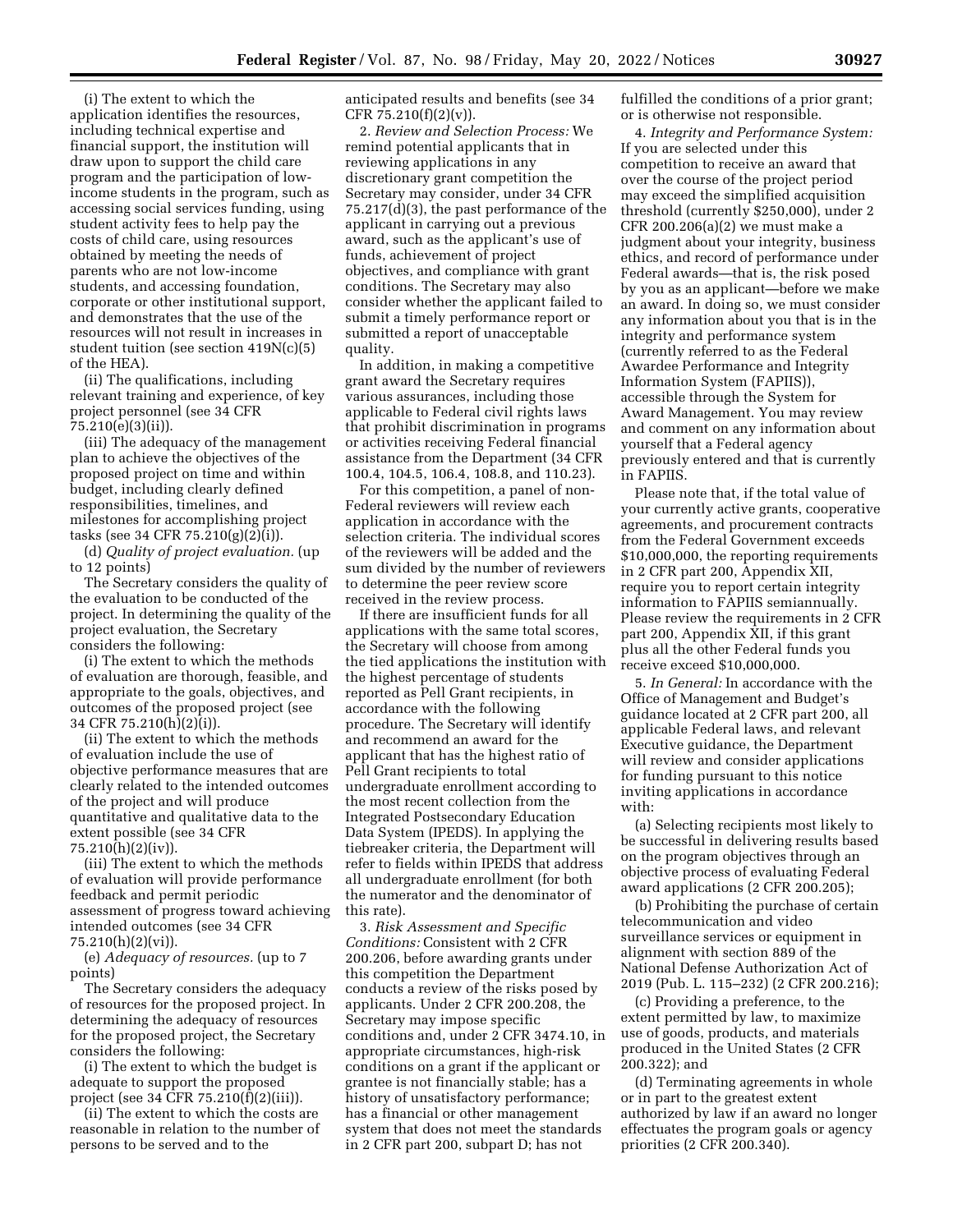(i) The extent to which the application identifies the resources, including technical expertise and financial support, the institution will draw upon to support the child care program and the participation of low-income students in the program, such as accessing social services funding, using student activity fees to help pay the costs of child care, using resources obtained by meeting the needs of parents who are not low-income students, and accessing foundation, corporate or other institutional support, and demonstrates that the use of the resources will not result in increases in student tuition (see section 419N(c)(5) of the HEA).

(ii) The qualifications, including relevant training and experience, of key project personnel (see 34 CFR 75.210(e)(3)(ii)).

(iii) The adequacy of the management plan to achieve the objectives of the proposed project on time and within budget, including clearly defined responsibilities, timelines, and milestones for accomplishing project tasks (see 34 CFR 75.210(g)(2)(i)).

(d) *Quality of project evaluation.* (up to 12 points)

The Secretary considers the quality of the evaluation to be conducted of the project. In determining the quality of the project evaluation, the Secretary considers the following:

(i) The extent to which the methods of evaluation are thorough, feasible, and appropriate to the goals, objectives, and outcomes of the proposed project (see 34 CFR 75.210(h)(2)(i)).

(ii) The extent to which the methods of evaluation include the use of objective performance measures that are clearly related to the intended outcomes of the project and will produce quantitative and qualitative data to the extent possible (see 34 CFR 75.210(h)(2)(iv)).

(iii) The extent to which the methods of evaluation will provide performance feedback and permit periodic assessment of progress toward achieving intended outcomes (see 34 CFR 75.210(h)(2)(vi)).

(e) *Adequacy of resources.* (up to 7 points)

The Secretary considers the adequacy of resources for the proposed project. In determining the adequacy of resources for the proposed project, the Secretary considers the following:

(i) The extent to which the budget is adequate to support the proposed project (see 34 CFR 75.210(f)(2)(iii)).

(ii) The extent to which the costs are reasonable in relation to the number of persons to be served and to the anticipated results and benefits (see 34 CFR 75.210(f)(2)(v)).

2. *Review and Selection Process:* We remind potential applicants that in reviewing applications in any discretionary grant competition the Secretary may consider, under 34 CFR 75.217(d)(3), the past performance of the applicant in carrying out a previous award, such as the applicant's use of funds, achievement of project objectives, and compliance with grant conditions. The Secretary may also consider whether the applicant failed to submit a timely performance report or submitted a report of unacceptable quality.

In addition, in making a competitive grant award the Secretary requires various assurances, including those applicable to Federal civil rights laws that prohibit discrimination in programs or activities receiving Federal financial assistance from the Department (34 CFR 100.4, 104.5, 106.4, 108.8, and 110.23).

For this competition, a panel of non-Federal reviewers will review each application in accordance with the selection criteria. The individual scores of the reviewers will be added and the sum divided by the number of reviewers to determine the peer review score received in the review process.

If there are insufficient funds for all applications with the same total scores, the Secretary will choose from among the tied applications the institution with the highest percentage of students reported as Pell Grant recipients, in accordance with the following procedure. The Secretary will identify and recommend an award for the applicant that has the highest ratio of Pell Grant recipients to total undergraduate enrollment according to the most recent collection from the Integrated Postsecondary Education Data System (IPEDS). In applying the tiebreaker criteria, the Department will refer to fields within IPEDS that address all undergraduate enrollment (for both the numerator and the denominator of this rate).

3. *Risk Assessment and Specific Conditions:* Consistent with 2 CFR 200.206, before awarding grants under this competition the Department conducts a review of the risks posed by applicants. Under 2 CFR 200.208, the Secretary may impose specific conditions and, under 2 CFR 3474.10, in appropriate circumstances, high-risk conditions on a grant if the applicant or grantee is not financially stable; has a history of unsatisfactory performance; has a financial or other management system that does not meet the standards in 2 CFR part 200, subpart D; has not fulfilled the conditions of a prior grant; or is otherwise not responsible.

4. *Integrity and Performance System:* If you are selected under this competition to receive an award that over the course of the project period may exceed the simplified acquisition threshold (currently $250,000), under 2 CFR 200.206(a)(2) we must make a judgment about your integrity, business ethics, and record of performance under Federal awards—that is, the risk posed by you as an applicant—before we make an award. In doing so, we must consider any information about you that is in the integrity and performance system (currently referred to as the Federal Awardee Performance and Integrity Information System (FAPIIS)), accessible through the System for Award Management. You may review and comment on any information about yourself that a Federal agency previously entered and that is currently in FAPIIS.

Please note that, if the total value of your currently active grants, cooperative agreements, and procurement contracts from the Federal Government exceeds $10,000,000, the reporting requirements in 2 CFR part 200, Appendix XII, require you to report certain integrity information to FAPIIS semiannually. Please review the requirements in 2 CFR part 200, Appendix XII, if this grant plus all the other Federal funds you receive exceed $10,000,000.

5. *In General:* In accordance with the Office of Management and Budget's guidance located at 2 CFR part 200, all applicable Federal laws, and relevant Executive guidance, the Department will review and consider applications for funding pursuant to this notice inviting applications in accordance with:

(a) Selecting recipients most likely to be successful in delivering results based on the program objectives through an objective process of evaluating Federal award applications (2 CFR 200.205);

(b) Prohibiting the purchase of certain telecommunication and video surveillance services or equipment in alignment with section 889 of the National Defense Authorization Act of 2019 (Pub. L. 115–232) (2 CFR 200.216);

(c) Providing a preference, to the extent permitted by law, to maximize use of goods, products, and materials produced in the United States (2 CFR 200.322); and

(d) Terminating agreements in whole or in part to the greatest extent authorized by law if an award no longer effectuates the program goals or agency priorities (2 CFR 200.340).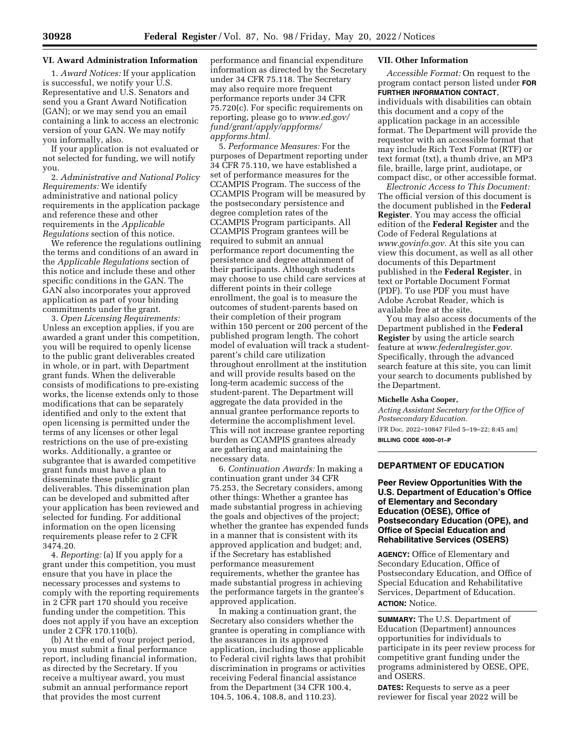## VI. Award Administration Information

1. *Award Notices:* If your application is successful, we notify your U.S. Representative and U.S. Senators and send you a Grant Award Notification (GAN); or we may send you an email containing a link to access an electronic version of your GAN. We may notify you informally, also.

If your application is not evaluated or not selected for funding, we will notify you.

2. *Administrative and National Policy Requirements:* We identify administrative and national policy requirements in the application package and reference these and other requirements in the *Applicable Regulations* section of this notice.

We reference the regulations outlining the terms and conditions of an award in the *Applicable Regulations* section of this notice and include these and other specific conditions in the GAN. The GAN also incorporates your approved application as part of your binding commitments under the grant.

3. *Open Licensing Requirements:* Unless an exception applies, if you are awarded a grant under this competition, you will be required to openly license to the public grant deliverables created in whole, or in part, with Department grant funds. When the deliverable consists of modifications to pre-existing works, the license extends only to those modifications that can be separately identified and only to the extent that open licensing is permitted under the terms of any licenses or other legal restrictions on the use of pre-existing works. Additionally, a grantee or subgrantee that is awarded competitive grant funds must have a plan to disseminate these public grant deliverables. This dissemination plan can be developed and submitted after your application has been reviewed and selected for funding. For additional information on the open licensing requirements please refer to 2 CFR 3474.20.

4. *Reporting:* (a) If you apply for a grant under this competition, you must ensure that you have in place the necessary processes and systems to comply with the reporting requirements in 2 CFR part 170 should you receive funding under the competition. This does not apply if you have an exception under 2 CFR 170.110(b).

(b) At the end of your project period, you must submit a final performance report, including financial information, as directed by the Secretary. If you receive a multiyear award, you must submit an annual performance report that provides the most current performance and financial expenditure information as directed by the Secretary under 34 CFR 75.118. The Secretary may also require more frequent performance reports under 34 CFR 75.720(c). For specific requirements on reporting, please go to *www.ed.gov/fund/grant/apply/appforms/appforms.html.*

5. *Performance Measures:* For the purposes of Department reporting under 34 CFR 75.110, we have established a set of performance measures for the CCAMPIS Program. The success of the CCAMPIS Program will be measured by the postsecondary persistence and degree completion rates of the CCAMPIS Program participants. All CCAMPIS Program grantees will be required to submit an annual performance report documenting the persistence and degree attainment of their participants. Although students may choose to use child care services at different points in their college enrollment, the goal is to measure the outcomes of student-parents based on their completion of their program within 150 percent or 200 percent of the published program length. The cohort model of evaluation will track a student-parent's child care utilization throughout enrollment at the institution and will provide results based on the long-term academic success of the student-parent. The Department will aggregate the data provided in the annual grantee performance reports to determine the accomplishment level. This will not increase grantee reporting burden as CCAMPIS grantees already are gathering and maintaining the necessary data.

6. *Continuation Awards:* In making a continuation grant under 34 CFR 75.253, the Secretary considers, among other things: Whether a grantee has made substantial progress in achieving the goals and objectives of the project; whether the grantee has expended funds in a manner that is consistent with its approved application and budget; and, if the Secretary has established performance measurement requirements, whether the grantee has made substantial progress in achieving the performance targets in the grantee's approved application.

In making a continuation grant, the Secretary also considers whether the grantee is operating in compliance with the assurances in its approved application, including those applicable to Federal civil rights laws that prohibit discrimination in programs or activities receiving Federal financial assistance from the Department (34 CFR 100.4, 104.5, 106.4, 108.8, and 110.23).

## VII. Other Information

*Accessible Format:* On request to the program contact person listed under **FOR FURTHER INFORMATION CONTACT**, individuals with disabilities can obtain this document and a copy of the application package in an accessible format. The Department will provide the requestor with an accessible format that may include Rich Text Format (RTF) or text format (txt), a thumb drive, an MP3 file, braille, large print, audiotape, or compact disc, or other accessible format.

*Electronic Access to This Document:* The official version of this document is the document published in the **Federal Register**. You may access the official edition of the **Federal Register** and the Code of Federal Regulations at *www.govinfo.gov.* At this site you can view this document, as well as all other documents of this Department published in the **Federal Register**, in text or Portable Document Format (PDF). To use PDF you must have Adobe Acrobat Reader, which is available free at the site.

You may also access documents of the Department published in the **Federal Register** by using the article search feature at *www.federalregister.gov.* Specifically, through the advanced search feature at this site, you can limit your search to documents published by the Department.

**Michelle Asha Cooper,**

*Acting Assistant Secretary for the Office of Postsecondary Education.*

[FR Doc. 2022–10847 Filed 5–19–22; 8:45 am]

**BILLING CODE 4000–01–P**

---

## DEPARTMENT OF EDUCATION

### Peer Review Opportunities With the U.S. Department of Education's Office of Elementary and Secondary Education (OESE), Office of Postsecondary Education (OPE), and Office of Special Education and Rehabilitative Services (OSERS)

**AGENCY:** Office of Elementary and Secondary Education, Office of Postsecondary Education, and Office of Special Education and Rehabilitative Services, Department of Education.

**ACTION:** Notice.

**SUMMARY:** The U.S. Department of Education (Department) announces opportunities for individuals to participate in its peer review process for competitive grant funding under the programs administered by OESE, OPE, and OSERS.

**DATES:** Requests to serve as a peer reviewer for fiscal year 2022 will be